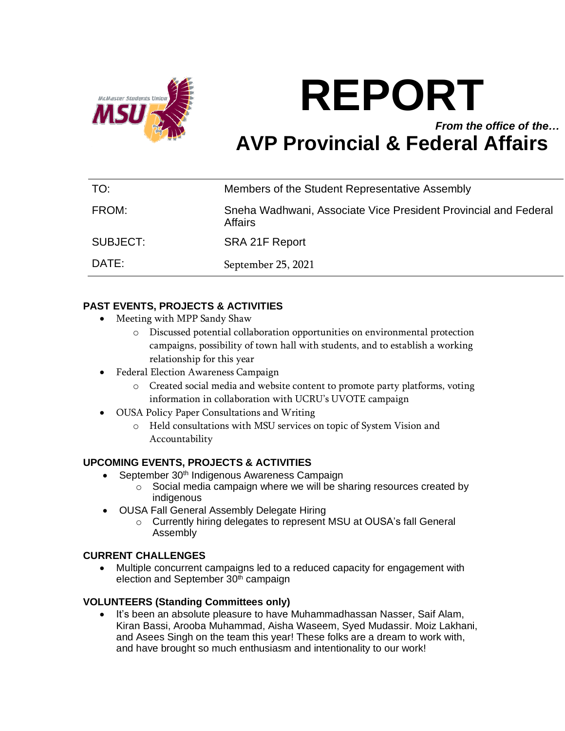# REPORT

***From the office of the…***

## AVP Provincial & Federal Affairs

| | |
|---|---|
| TO: | Members of the Student Representative Assembly |
| FROM: | Sneha Wadhwani, Associate Vice President Provincial and Federal Affairs |
| SUBJECT: | SRA 21F Report |
| DATE: | September 25, 2021 |

### PAST EVENTS, PROJECTS & ACTIVITIES

- Meeting with MPP Sandy Shaw
  - Discussed potential collaboration opportunities on environmental protection campaigns, possibility of town hall with students, and to establish a working relationship for this year
- Federal Election Awareness Campaign
  - Created social media and website content to promote party platforms, voting information in collaboration with UCRU's UVOTE campaign
- OUSA Policy Paper Consultations and Writing
  - Held consultations with MSU services on topic of System Vision and Accountability

### UPCOMING EVENTS, PROJECTS & ACTIVITIES

- September 30th Indigenous Awareness Campaign
  - Social media campaign where we will be sharing resources created by indigenous
- OUSA Fall General Assembly Delegate Hiring
  - Currently hiring delegates to represent MSU at OUSA's fall General Assembly

### CURRENT CHALLENGES

- Multiple concurrent campaigns led to a reduced capacity for engagement with election and September 30th campaign

### VOLUNTEERS (Standing Committees only)

- It's been an absolute pleasure to have Muhammadhassan Nasser, Saif Alam, Kiran Bassi, Arooba Muhammad, Aisha Waseem, Syed Mudassir. Moiz Lakhani, and Asees Singh on the team this year! These folks are a dream to work with, and have brought so much enthusiasm and intentionality to our work!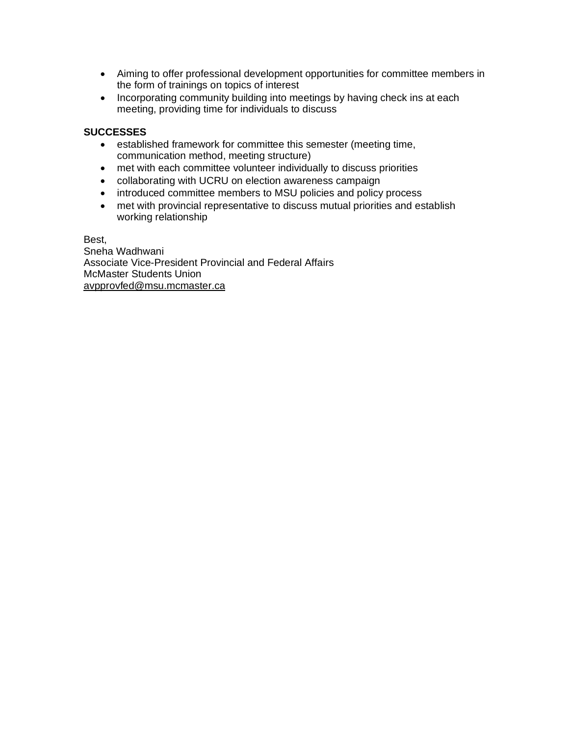- Aiming to offer professional development opportunities for committee members in the form of trainings on topics of interest
- Incorporating community building into meetings by having check ins at each meeting, providing time for individuals to discuss

**SUCCESSES**

- established framework for committee this semester (meeting time, communication method, meeting structure)
- met with each committee volunteer individually to discuss priorities
- collaborating with UCRU on election awareness campaign
- introduced committee members to MSU policies and policy process
- met with provincial representative to discuss mutual priorities and establish working relationship

Best,
Sneha Wadhwani
Associate Vice-President Provincial and Federal Affairs
McMaster Students Union
avpprovfed@msu.mcmaster.ca